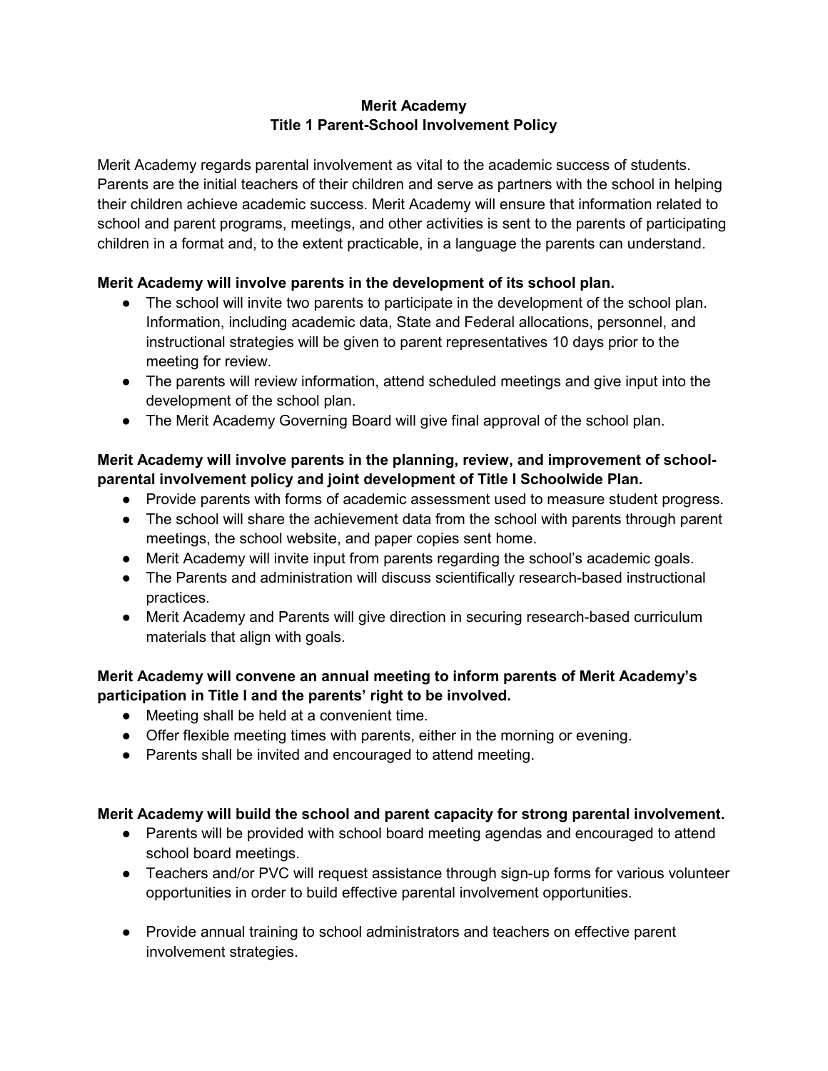# Merit Academy
## Title 1 Parent-School Involvement Policy

Merit Academy regards parental involvement as vital to the academic success of students. Parents are the initial teachers of their children and serve as partners with the school in helping their children achieve academic success. Merit Academy will ensure that information related to school and parent programs, meetings, and other activities is sent to the parents of participating children in a format and, to the extent practicable, in a language the parents can understand.

**Merit Academy will involve parents in the development of its school plan.**

- The school will invite two parents to participate in the development of the school plan. Information, including academic data, State and Federal allocations, personnel, and instructional strategies will be given to parent representatives 10 days prior to the meeting for review.
- The parents will review information, attend scheduled meetings and give input into the development of the school plan.
- The Merit Academy Governing Board will give final approval of the school plan.

**Merit Academy will involve parents in the planning, review, and improvement of school-parental involvement policy and joint development of Title I Schoolwide Plan.**

- Provide parents with forms of academic assessment used to measure student progress.
- The school will share the achievement data from the school with parents through parent meetings, the school website, and paper copies sent home.
- Merit Academy will invite input from parents regarding the school's academic goals.
- The Parents and administration will discuss scientifically research-based instructional practices.
- Merit Academy and Parents will give direction in securing research-based curriculum materials that align with goals.

**Merit Academy will convene an annual meeting to inform parents of Merit Academy's participation in Title I and the parents' right to be involved.**

- Meeting shall be held at a convenient time.
- Offer flexible meeting times with parents, either in the morning or evening.
- Parents shall be invited and encouraged to attend meeting.

**Merit Academy will build the school and parent capacity for strong parental involvement.**

- Parents will be provided with school board meeting agendas and encouraged to attend school board meetings.
- Teachers and/or PVC will request assistance through sign-up forms for various volunteer opportunities in order to build effective parental involvement opportunities.
- Provide annual training to school administrators and teachers on effective parent involvement strategies.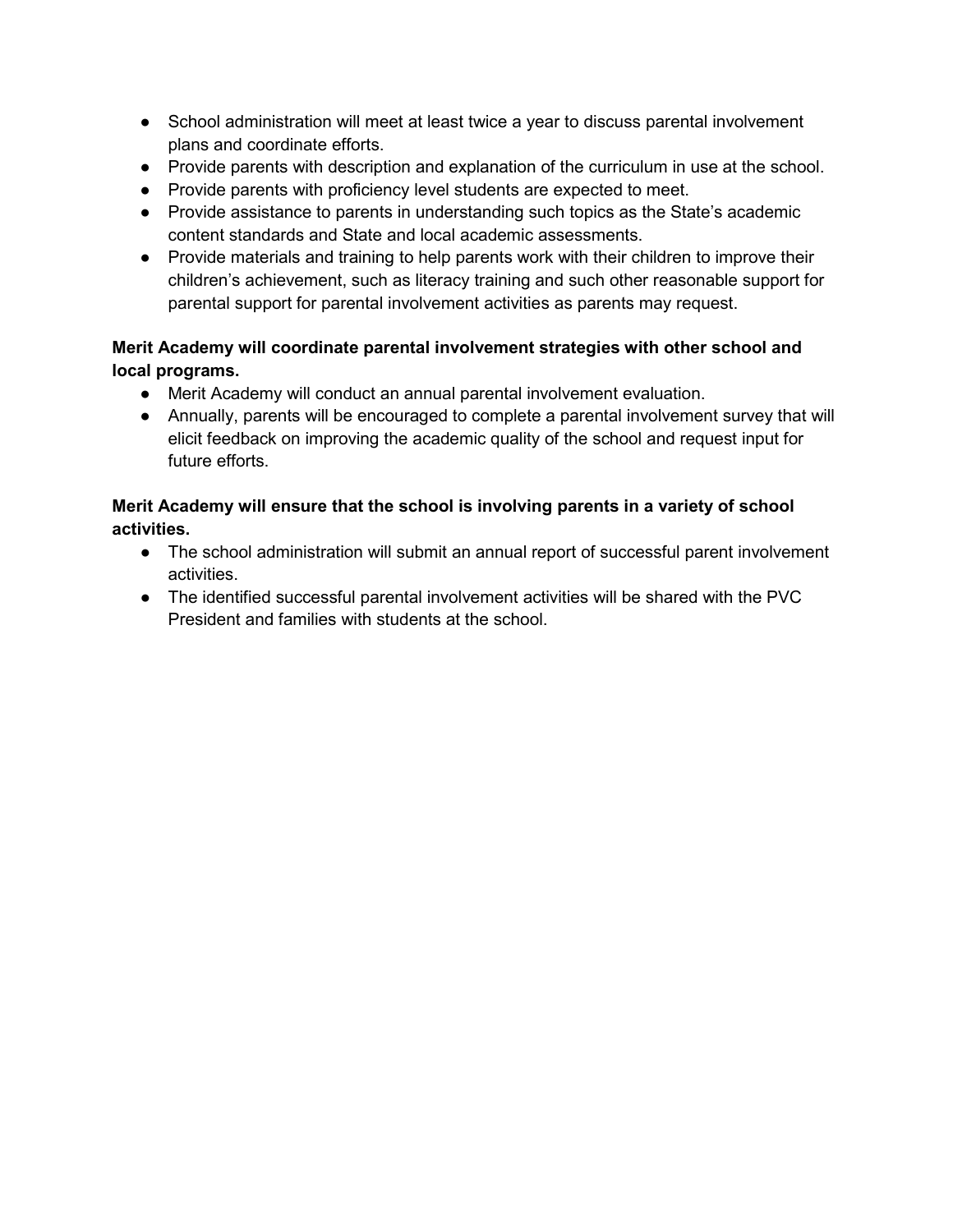- School administration will meet at least twice a year to discuss parental involvement plans and coordinate efforts.
- Provide parents with description and explanation of the curriculum in use at the school.
- Provide parents with proficiency level students are expected to meet.
- Provide assistance to parents in understanding such topics as the State's academic content standards and State and local academic assessments.
- Provide materials and training to help parents work with their children to improve their children's achievement, such as literacy training and such other reasonable support for parental support for parental involvement activities as parents may request.

**Merit Academy will coordinate parental involvement strategies with other school and local programs.**

- Merit Academy will conduct an annual parental involvement evaluation.
- Annually, parents will be encouraged to complete a parental involvement survey that will elicit feedback on improving the academic quality of the school and request input for future efforts.

**Merit Academy will ensure that the school is involving parents in a variety of school activities.**

- The school administration will submit an annual report of successful parent involvement activities.
- The identified successful parental involvement activities will be shared with the PVC President and families with students at the school.